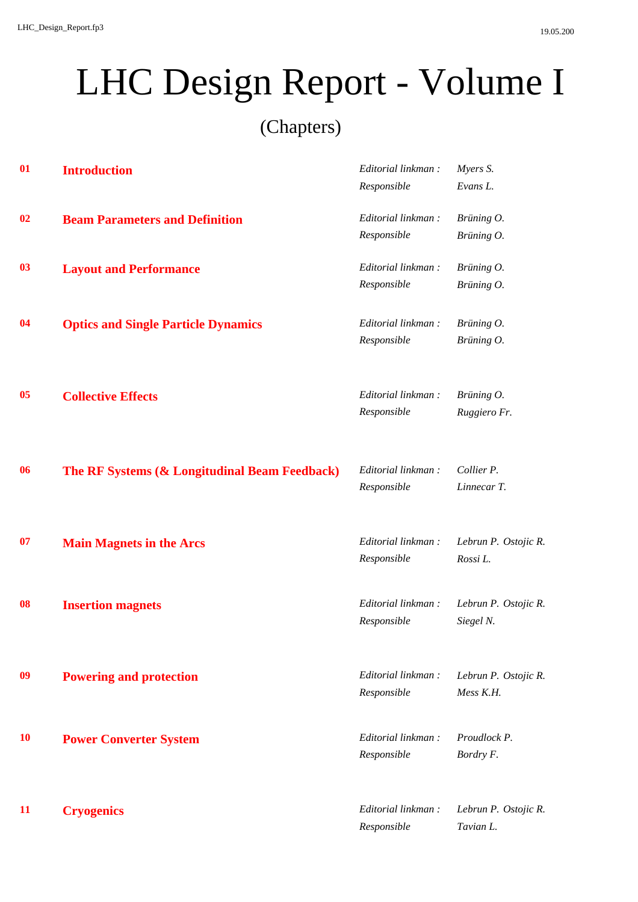# LHC Design Report - Volume I

(Chapters)

| No. | Chapter | | Name |
|---|---|---|---|
| 01 | **Introduction** | *Editorial linkman :* | *Myers S.* |
| | | *Responsible* | *Evans L.* |
| 02 | **Beam Parameters and Definition** | *Editorial linkman :* | *Brüning O.* |
| | | *Responsible* | *Brüning O.* |
| 03 | **Layout and Performance** | *Editorial linkman :* | *Brüning O.* |
| | | *Responsible* | *Brüning O.* |
| 04 | **Optics and Single Particle Dynamics** | *Editorial linkman :* | *Brüning O.* |
| | | *Responsible* | *Brüning O.* |
| 05 | **Collective Effects** | *Editorial linkman :* | *Brüning O.* |
| | | *Responsible* | *Ruggiero Fr.* |
| 06 | **The RF Systems (& Longitudinal Beam Feedback)** | *Editorial linkman :* | *Collier P.* |
| | | *Responsible* | *Linnecar T.* |
| 07 | **Main Magnets in the Arcs** | *Editorial linkman :* | *Lebrun P. Ostojic R.* |
| | | *Responsible* | *Rossi L.* |
| 08 | **Insertion magnets** | *Editorial linkman :* | *Lebrun P. Ostojic R.* |
| | | *Responsible* | *Siegel N.* |
| 09 | **Powering and protection** | *Editorial linkman :* | *Lebrun P. Ostojic R.* |
| | | *Responsible* | *Mess K.H.* |
| 10 | **Power Converter System** | *Editorial linkman :* | *Proudlock P.* |
| | | *Responsible* | *Bordry F.* |
| 11 | **Cryogenics** | *Editorial linkman :* | *Lebrun P. Ostojic R.* |
| | | *Responsible* | *Tavian L.* |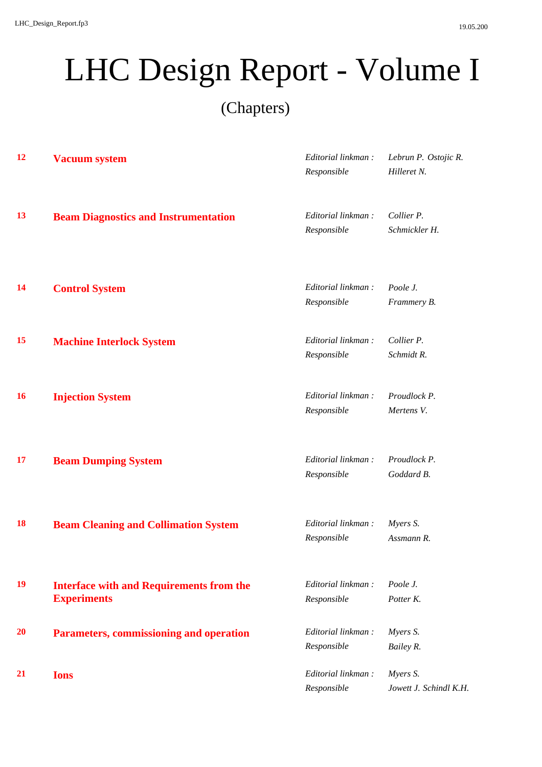# LHC Design Report - Volume I

(Chapters)

| | | | |
|---|---|---|---|
| **12** | **Vacuum system** | *Editorial linkman :* | *Lebrun P. Ostojic R.* |
| | | *Responsible* | *Hilleret N.* |
| **13** | **Beam Diagnostics and Instrumentation** | *Editorial linkman :* | *Collier P.* |
| | | *Responsible* | *Schmickler H.* |
| **14** | **Control System** | *Editorial linkman :* | *Poole J.* |
| | | *Responsible* | *Frammery B.* |
| **15** | **Machine Interlock System** | *Editorial linkman :* | *Collier P.* |
| | | *Responsible* | *Schmidt R.* |
| **16** | **Injection System** | *Editorial linkman :* | *Proudlock P.* |
| | | *Responsible* | *Mertens V.* |
| **17** | **Beam Dumping System** | *Editorial linkman :* | *Proudlock P.* |
| | | *Responsible* | *Goddard B.* |
| **18** | **Beam Cleaning and Collimation System** | *Editorial linkman :* | *Myers S.* |
| | | *Responsible* | *Assmann R.* |
| **19** | **Interface with and Requirements from the Experiments** | *Editorial linkman :* | *Poole J.* |
| | | *Responsible* | *Potter K.* |
| **20** | **Parameters, commissioning and operation** | *Editorial linkman :* | *Myers S.* |
| | | *Responsible* | *Bailey R.* |
| **21** | **Ions** | *Editorial linkman :* | *Myers S.* |
| | | *Responsible* | *Jowett J. Schindl K.H.* |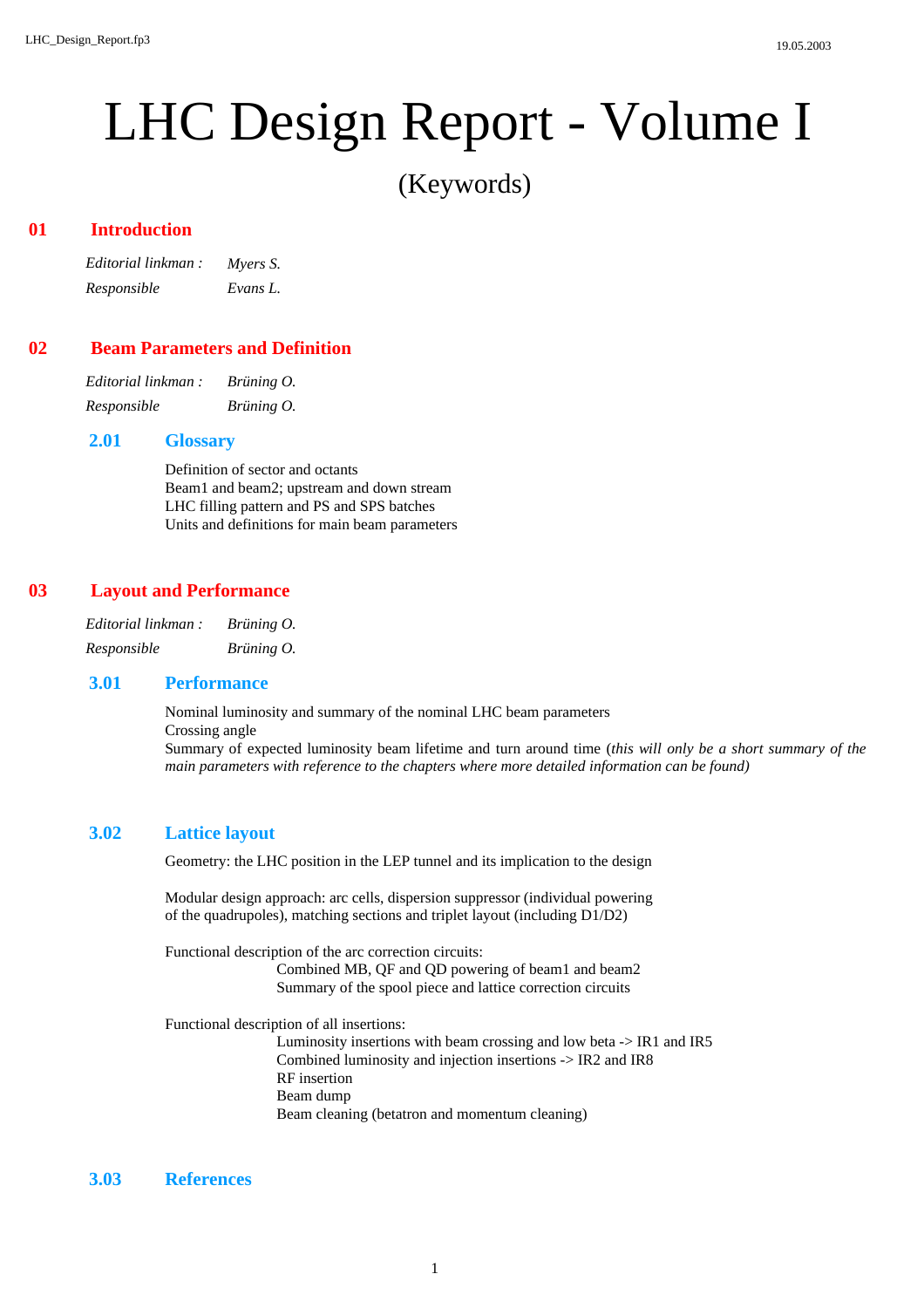# LHC Design Report - Volume I

(Keywords)

## 01 Introduction

*Editorial linkman :* *Myers S.*

*Responsible* *Evans L.*

## 02 Beam Parameters and Definition

*Editorial linkman :* *Brüning O.*

*Responsible* *Brüning O.*

### 2.01 Glossary

Definition of sector and octants
Beam1 and beam2; upstream and down stream
LHC filling pattern and PS and SPS batches
Units and definitions for main beam parameters

## 03 Layout and Performance

*Editorial linkman :* *Brüning O.*

*Responsible* *Brüning O.*

### 3.01 Performance

Nominal luminosity and summary of the nominal LHC beam parameters
Crossing angle
Summary of expected luminosity beam lifetime and turn around time (*this will only be a short summary of the main parameters with reference to the chapters where more detailed information can be found)*

### 3.02 Lattice layout

Geometry: the LHC position in the LEP tunnel and its implication to the design

Modular design approach: arc cells, dispersion suppressor (individual powering of the quadrupoles), matching sections and triplet layout (including D1/D2)

Functional description of the arc correction circuits:
- Combined MB, QF and QD powering of beam1 and beam2
- Summary of the spool piece and lattice correction circuits

Functional description of all insertions:
- Luminosity insertions with beam crossing and low beta -> IR1 and IR5
- Combined luminosity and injection insertions -> IR2 and IR8
- RF insertion
- Beam dump
- Beam cleaning (betatron and momentum cleaning)

### 3.03 References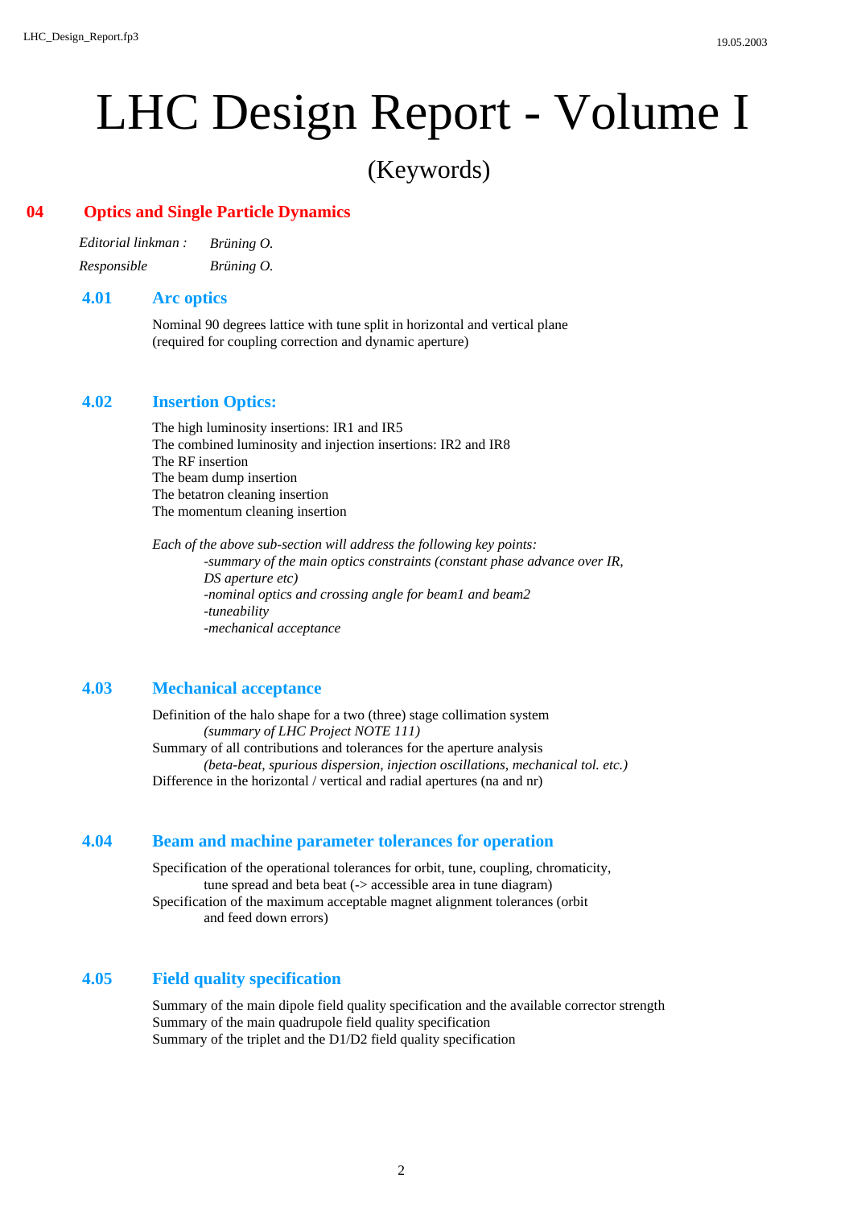# LHC Design Report - Volume I

## (Keywords)

## 04 Optics and Single Particle Dynamics

*Editorial linkman :* *Brüning O.*

*Responsible* *Brüning O.*

### 4.01 Arc optics

Nominal 90 degrees lattice with tune split in horizontal and vertical plane (required for coupling correction and dynamic aperture)

### 4.02 Insertion Optics:

The high luminosity insertions: IR1 and IR5
The combined luminosity and injection insertions: IR2 and IR8
The RF insertion
The beam dump insertion
The betatron cleaning insertion
The momentum cleaning insertion

*Each of the above sub-section will address the following key points:*

*-summary of the main optics constraints (constant phase advance over IR, DS aperture etc)*
*-nominal optics and crossing angle for beam1 and beam2*
*-tuneability*
*-mechanical acceptance*

### 4.03 Mechanical acceptance

Definition of the halo shape for a two (three) stage collimation system
*(summary of LHC Project NOTE 111)*
Summary of all contributions and tolerances for the aperture analysis
*(beta-beat, spurious dispersion, injection oscillations, mechanical tol. etc.)*
Difference in the horizontal / vertical and radial apertures (na and nr)

### 4.04 Beam and machine parameter tolerances for operation

Specification of the operational tolerances for orbit, tune, coupling, chromaticity, tune spread and beta beat (-> accessible area in tune diagram)
Specification of the maximum acceptable magnet alignment tolerances (orbit and feed down errors)

### 4.05 Field quality specification

Summary of the main dipole field quality specification and the available corrector strength
Summary of the main quadrupole field quality specification
Summary of the triplet and the D1/D2 field quality specification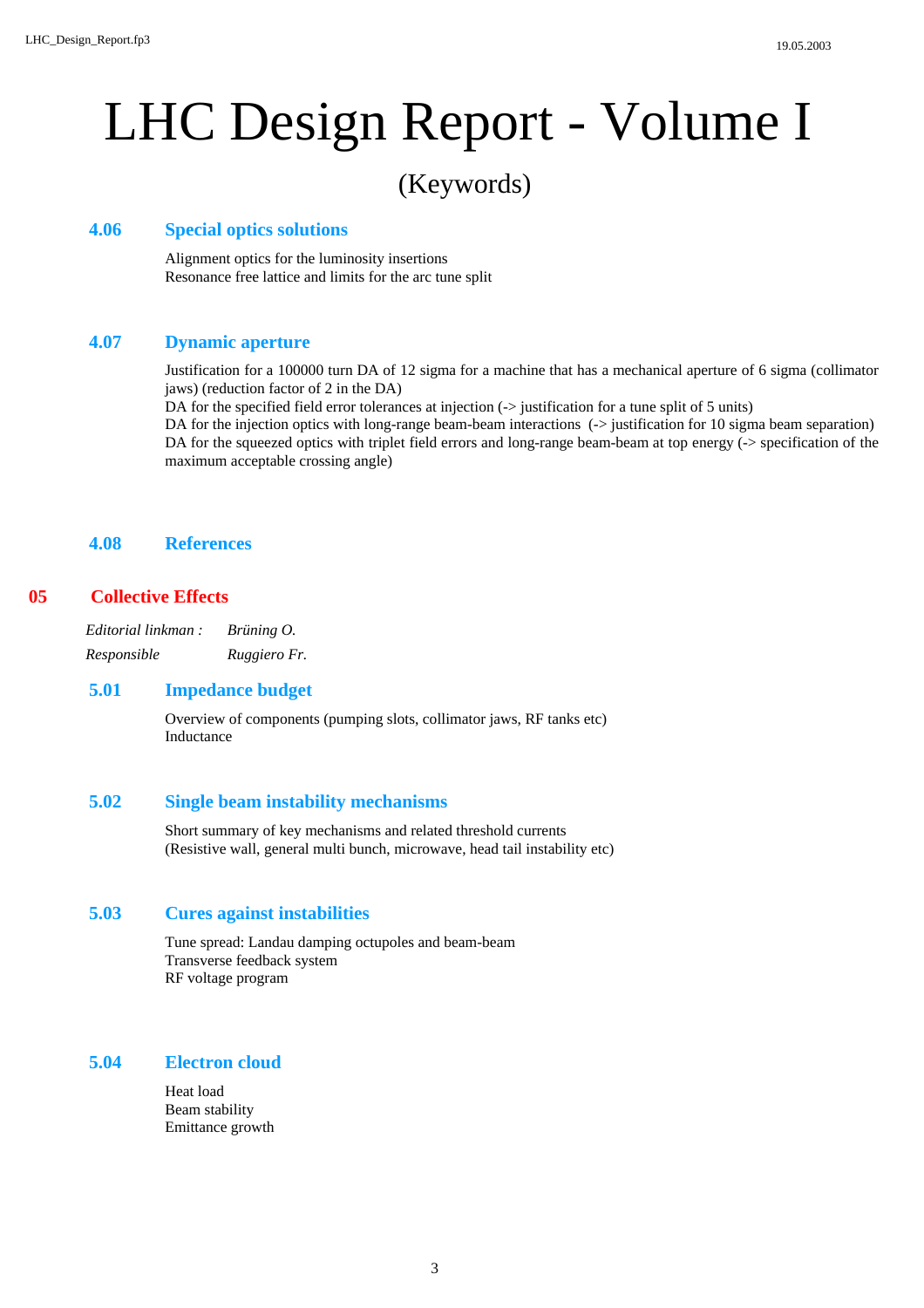### 4.06 Special optics solutions

Alignment optics for the luminosity insertions
Resonance free lattice and limits for the arc tune split

### 4.07 Dynamic aperture

Justification for a 100000 turn DA of 12 sigma for a machine that has a mechanical aperture of 6 sigma (collimator jaws) (reduction factor of 2 in the DA)
DA for the specified field error tolerances at injection (-> justification for a tune split of 5 units)
DA for the injection optics with long-range beam-beam interactions (-> justification for 10 sigma beam separation)
DA for the squeezed optics with triplet field errors and long-range beam-beam at top energy (-> specification of the maximum acceptable crossing angle)

### 4.08 References

## 05 Collective Effects

*Editorial linkman :* *Brüning O.*
*Responsible* *Ruggiero Fr.*

### 5.01 Impedance budget

Overview of components (pumping slots, collimator jaws, RF tanks etc)
Inductance

### 5.02 Single beam instability mechanisms

Short summary of key mechanisms and related threshold currents
(Resistive wall, general multi bunch, microwave, head tail instability etc)

### 5.03 Cures against instabilities

Tune spread: Landau damping octupoles and beam-beam
Transverse feedback system
RF voltage program

### 5.04 Electron cloud

Heat load
Beam stability
Emittance growth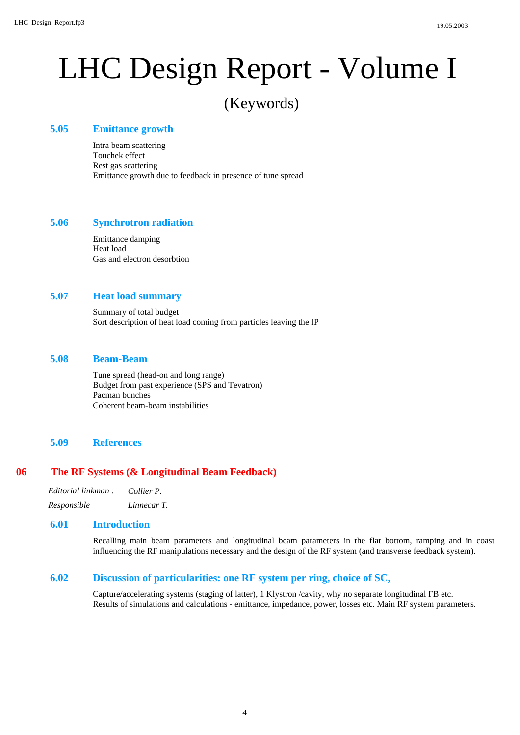# LHC Design Report - Volume I

(Keywords)

### 5.05 Emittance growth

Intra beam scattering
Touchek effect
Rest gas scattering
Emittance growth due to feedback in presence of tune spread

### 5.06 Synchrotron radiation

Emittance damping
Heat load
Gas and electron desorbtion

### 5.07 Heat load summary

Summary of total budget
Sort description of heat load coming from particles leaving the IP

### 5.08 Beam-Beam

Tune spread (head-on and long range)
Budget from past experience (SPS and Tevatron)
Pacman bunches
Coherent beam-beam instabilities

### 5.09 References

## 06 The RF Systems (& Longitudinal Beam Feedback)

| | |
|---|---|
| *Editorial linkman :* | *Collier P.* |
| *Responsible* | *Linnecar T.* |

### 6.01 Introduction

Recalling main beam parameters and longitudinal beam parameters in the flat bottom, ramping and in coast influencing the RF manipulations necessary and the design of the RF system (and transverse feedback system).

### 6.02 Discussion of particularities: one RF system per ring, choice of SC,

Capture/accelerating systems (staging of latter), 1 Klystron /cavity, why no separate longitudinal FB etc.
Results of simulations and calculations - emittance, impedance, power, losses etc. Main RF system parameters.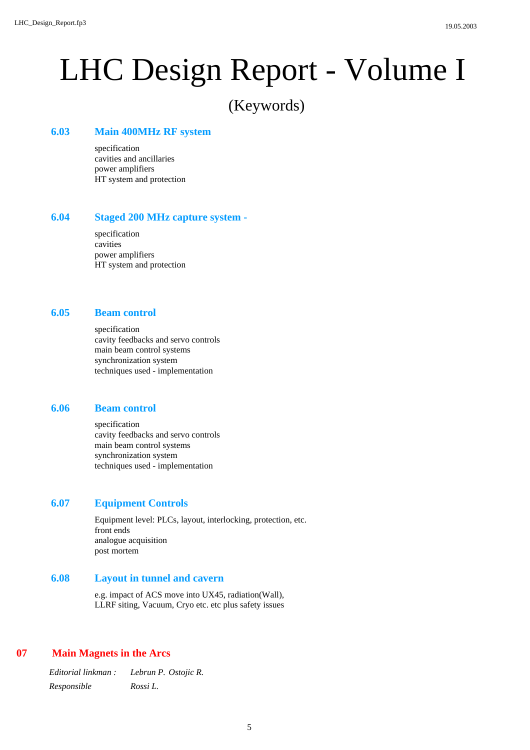# LHC Design Report - Volume I

(Keywords)

### 6.03 Main 400MHz RF system

specification
cavities and ancillaries
power amplifiers
HT system and protection

### 6.04 Staged 200 MHz capture system -

specification
cavities
power amplifiers
HT system and protection

### 6.05 Beam control

specification
cavity feedbacks and servo controls
main beam control systems
synchronization system
techniques used - implementation

### 6.06 Beam control

specification
cavity feedbacks and servo controls
main beam control systems
synchronization system
techniques used - implementation

### 6.07 Equipment Controls

Equipment level: PLCs, layout, interlocking, protection, etc.
front ends
analogue acquisition
post mortem

### 6.08 Layout in tunnel and cavern

e.g. impact of ACS move into UX45, radiation(Wall),
LLRF siting, Vacuum, Cryo etc. etc plus safety issues

## 07 Main Magnets in the Arcs

*Editorial linkman :* *Lebrun P. Ostojic R.*
*Responsible* *Rossi L.*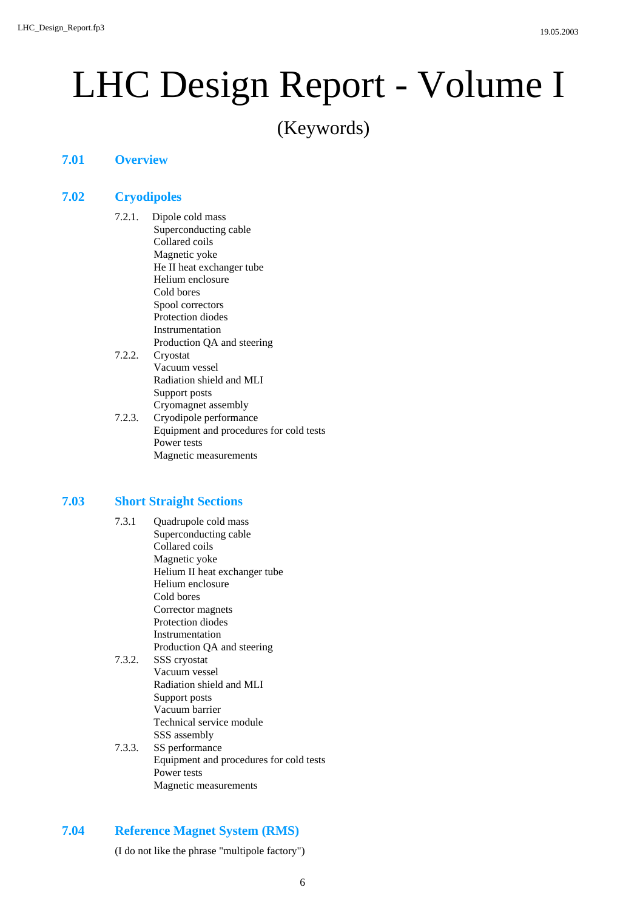# LHC Design Report - Volume I

(Keywords)

## 7.01 Overview

## 7.02 Cryodipoles

7.2.1. Dipole cold mass
- Superconducting cable
- Collared coils
- Magnetic yoke
- He II heat exchanger tube
- Helium enclosure
- Cold bores
- Spool correctors
- Protection diodes
- Instrumentation
- Production QA and steering

7.2.2. Cryostat
- Vacuum vessel
- Radiation shield and MLI
- Support posts
- Cryomagnet assembly

7.2.3. Cryodipole performance
- Equipment and procedures for cold tests
- Power tests
- Magnetic measurements

## 7.03 Short Straight Sections

7.3.1 Quadrupole cold mass
- Superconducting cable
- Collared coils
- Magnetic yoke
- Helium II heat exchanger tube
- Helium enclosure
- Cold bores
- Corrector magnets
- Protection diodes
- Instrumentation
- Production QA and steering

7.3.2. SSS cryostat
- Vacuum vessel
- Radiation shield and MLI
- Support posts
- Vacuum barrier
- Technical service module
- SSS assembly

7.3.3. SS performance
- Equipment and procedures for cold tests
- Power tests
- Magnetic measurements

## 7.04 Reference Magnet System (RMS)

(I do not like the phrase "multipole factory")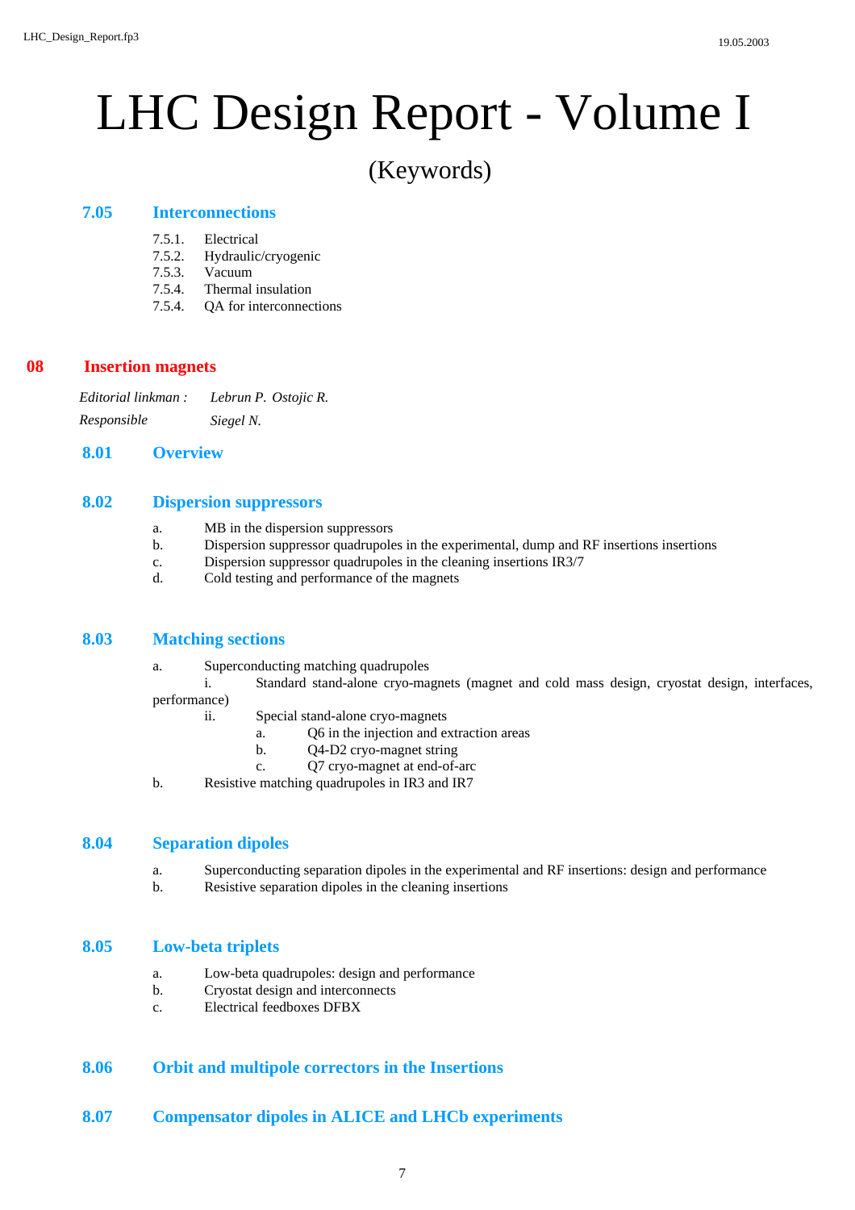# LHC Design Report - Volume I

(Keywords)

### 7.05 Interconnections

- 7.5.1. Electrical
- 7.5.2. Hydraulic/cryogenic
- 7.5.3. Vacuum
- 7.5.4. Thermal insulation
- 7.5.4. QA for interconnections

## 08 Insertion magnets

*Editorial linkman :* *Lebrun P. Ostojic R.*

*Responsible* *Siegel N.*

### 8.01 Overview

### 8.02 Dispersion suppressors

- a. MB in the dispersion suppressors
- b. Dispersion suppressor quadrupoles in the experimental, dump and RF insertions insertions
- c. Dispersion suppressor quadrupoles in the cleaning insertions IR3/7
- d. Cold testing and performance of the magnets

### 8.03 Matching sections

- a. Superconducting matching quadrupoles
  - i. Standard stand-alone cryo-magnets (magnet and cold mass design, cryostat design, interfaces, performance)
  - ii. Special stand-alone cryo-magnets
    - a. Q6 in the injection and extraction areas
    - b. Q4-D2 cryo-magnet string
    - c. Q7 cryo-magnet at end-of-arc
- b. Resistive matching quadrupoles in IR3 and IR7

### 8.04 Separation dipoles

- a. Superconducting separation dipoles in the experimental and RF insertions: design and performance
- b. Resistive separation dipoles in the cleaning insertions

### 8.05 Low-beta triplets

- a. Low-beta quadrupoles: design and performance
- b. Cryostat design and interconnects
- c. Electrical feedboxes DFBX

### 8.06 Orbit and multipole correctors in the Insertions

### 8.07 Compensator dipoles in ALICE and LHCb experiments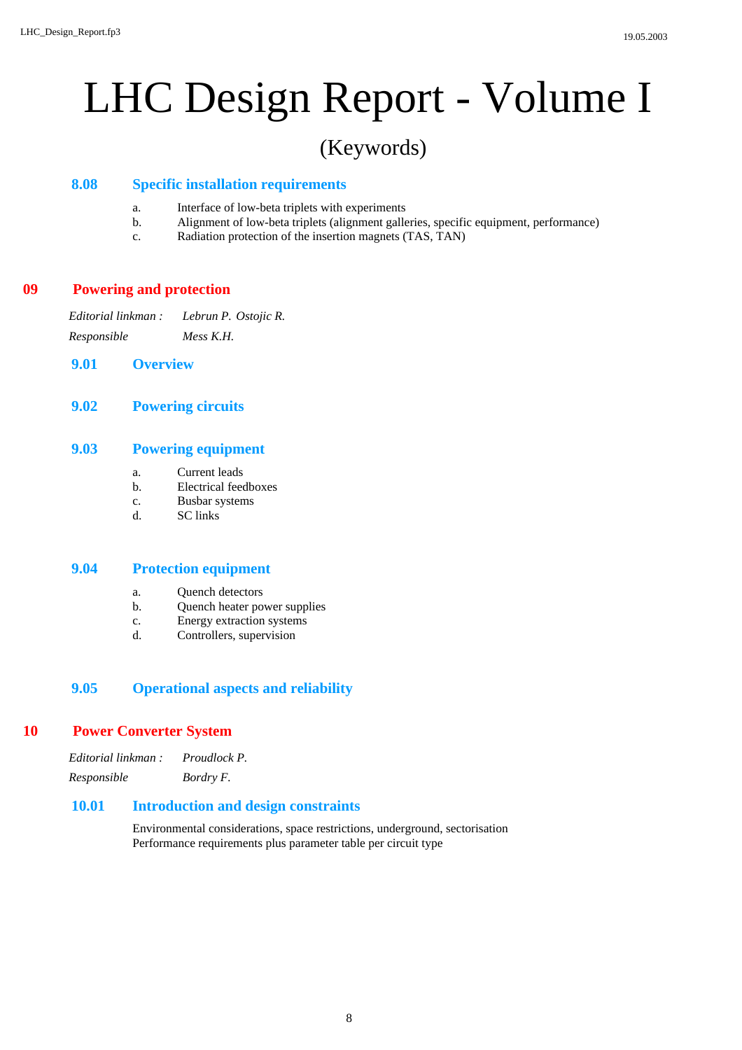# LHC Design Report - Volume I

(Keywords)

### 8.08 Specific installation requirements

a. Interface of low-beta triplets with experiments
b. Alignment of low-beta triplets (alignment galleries, specific equipment, performance)
c. Radiation protection of the insertion magnets (TAS, TAN)

## 09 Powering and protection

*Editorial linkman :* *Lebrun P. Ostojic R.*

*Responsible* *Mess K.H.*

### 9.01 Overview

### 9.02 Powering circuits

### 9.03 Powering equipment

a. Current leads
b. Electrical feedboxes
c. Busbar systems
d. SC links

### 9.04 Protection equipment

a. Quench detectors
b. Quench heater power supplies
c. Energy extraction systems
d. Controllers, supervision

### 9.05 Operational aspects and reliability

## 10 Power Converter System

*Editorial linkman :* *Proudlock P.*

*Responsible* *Bordry F.*

### 10.01 Introduction and design constraints

Environmental considerations, space restrictions, underground, sectorisation
Performance requirements plus parameter table per circuit type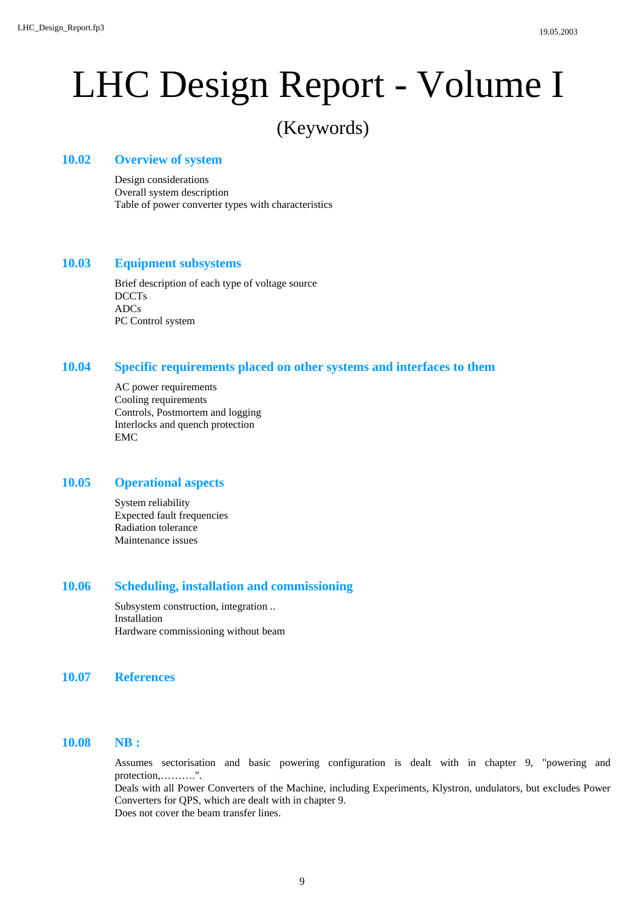# LHC Design Report - Volume I

(Keywords)

## 10.02 Overview of system

Design considerations
Overall system description
Table of power converter types with characteristics

## 10.03 Equipment subsystems

Brief description of each type of voltage source
DCCTs
ADCs
PC Control system

## 10.04 Specific requirements placed on other systems and interfaces to them

AC power requirements
Cooling requirements
Controls, Postmortem and logging
Interlocks and quench protection
EMC

## 10.05 Operational aspects

System reliability
Expected fault frequencies
Radiation tolerance
Maintenance issues

## 10.06 Scheduling, installation and commissioning

Subsystem construction, integration ..
Installation
Hardware commissioning without beam

## 10.07 References

## 10.08 NB :

Assumes sectorisation and basic powering configuration is dealt with in chapter 9, "powering and protection,……….".
Deals with all Power Converters of the Machine, including Experiments, Klystron, undulators, but excludes Power Converters for QPS, which are dealt with in chapter 9.
Does not cover the beam transfer lines.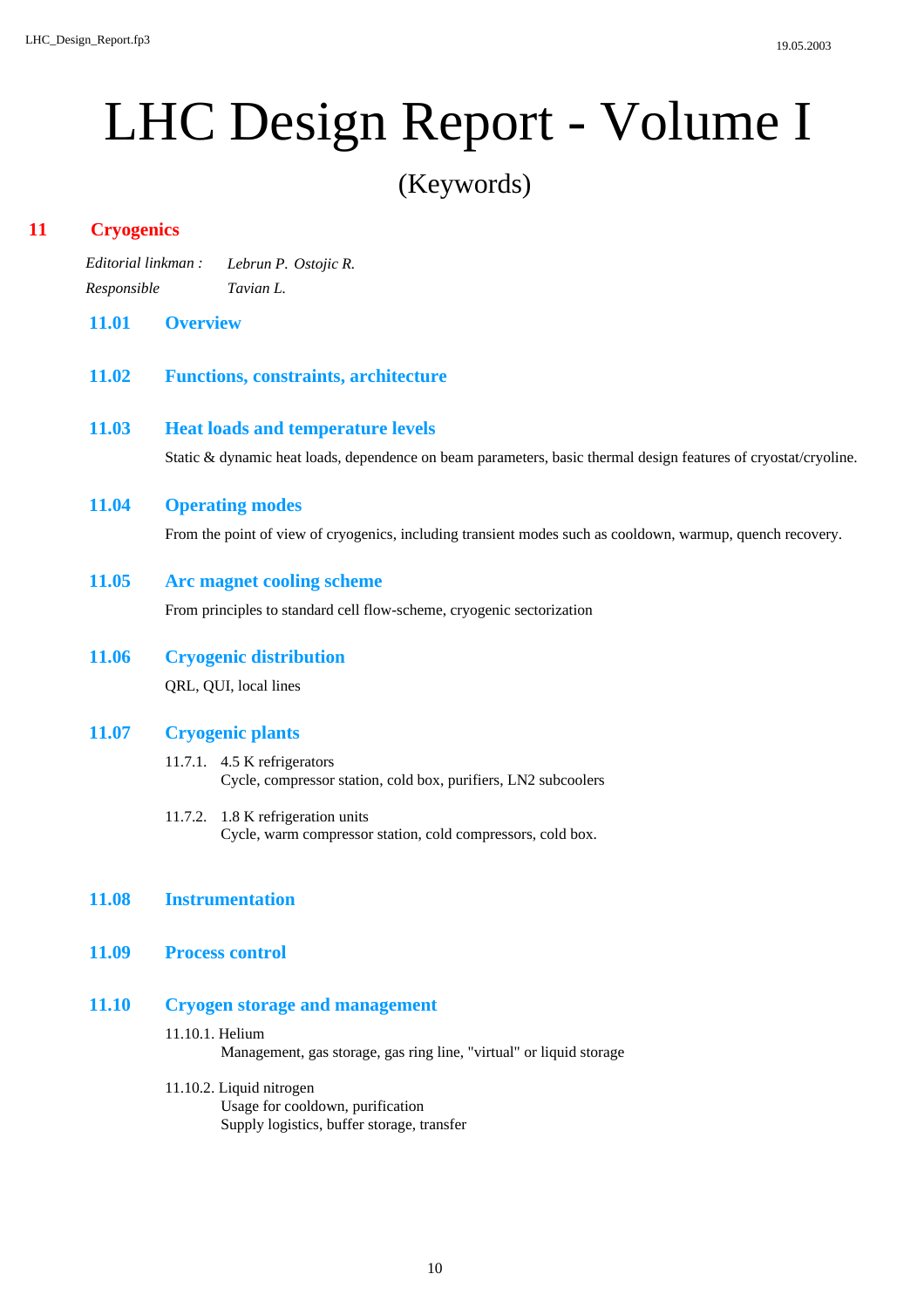# LHC Design Report - Volume I

(Keywords)

## 11 Cryogenics

*Editorial linkman :* *Lebrun P. Ostojic R.*
*Responsible* *Tavian L.*

### 11.01 Overview

### 11.02 Functions, constraints, architecture

### 11.03 Heat loads and temperature levels

Static & dynamic heat loads, dependence on beam parameters, basic thermal design features of cryostat/cryoline.

### 11.04 Operating modes

From the point of view of cryogenics, including transient modes such as cooldown, warmup, quench recovery.

### 11.05 Arc magnet cooling scheme

From principles to standard cell flow-scheme, cryogenic sectorization

### 11.06 Cryogenic distribution

QRL, QUI, local lines

### 11.07 Cryogenic plants

11.7.1. 4.5 K refrigerators
Cycle, compressor station, cold box, purifiers, LN2 subcoolers

11.7.2. 1.8 K refrigeration units
Cycle, warm compressor station, cold compressors, cold box.

### 11.08 Instrumentation

### 11.09 Process control

### 11.10 Cryogen storage and management

11.10.1. Helium
Management, gas storage, gas ring line, "virtual" or liquid storage

11.10.2. Liquid nitrogen
Usage for cooldown, purification
Supply logistics, buffer storage, transfer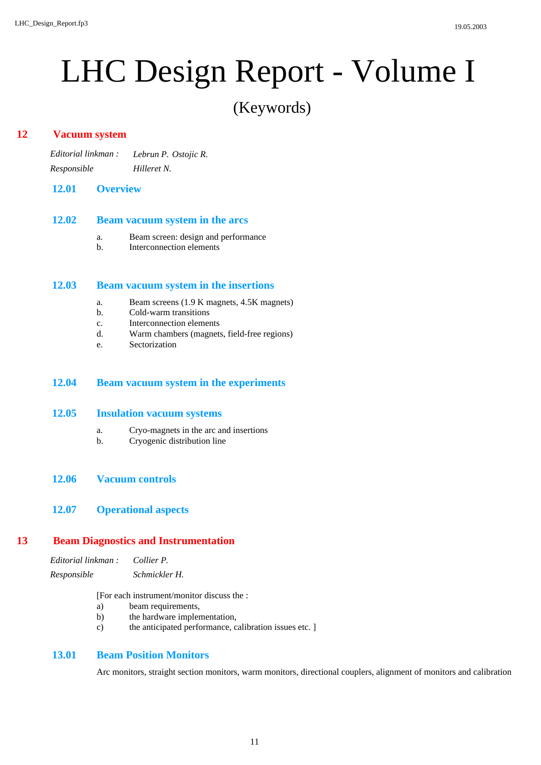# LHC Design Report - Volume I

(Keywords)

## 12 Vacuum system

*Editorial linkman :* *Lebrun P. Ostojic R.*
*Responsible* *Hilleret N.*

### 12.01 Overview

### 12.02 Beam vacuum system in the arcs

a. Beam screen: design and performance
b. Interconnection elements

### 12.03 Beam vacuum system in the insertions

a. Beam screens (1.9 K magnets, 4.5K magnets)
b. Cold-warm transitions
c. Interconnection elements
d. Warm chambers (magnets, field-free regions)
e. Sectorization

### 12.04 Beam vacuum system in the experiments

### 12.05 Insulation vacuum systems

a. Cryo-magnets in the arc and insertions
b. Cryogenic distribution line

### 12.06 Vacuum controls

### 12.07 Operational aspects

## 13 Beam Diagnostics and Instrumentation

*Editorial linkman :* *Collier P.*
*Responsible* *Schmickler H.*

[For each instrument/monitor discuss the :
a) beam requirements,
b) the hardware implementation,
c) the anticipated performance, calibration issues etc. ]

### 13.01 Beam Position Monitors

Arc monitors, straight section monitors, warm monitors, directional couplers, alignment of monitors and calibration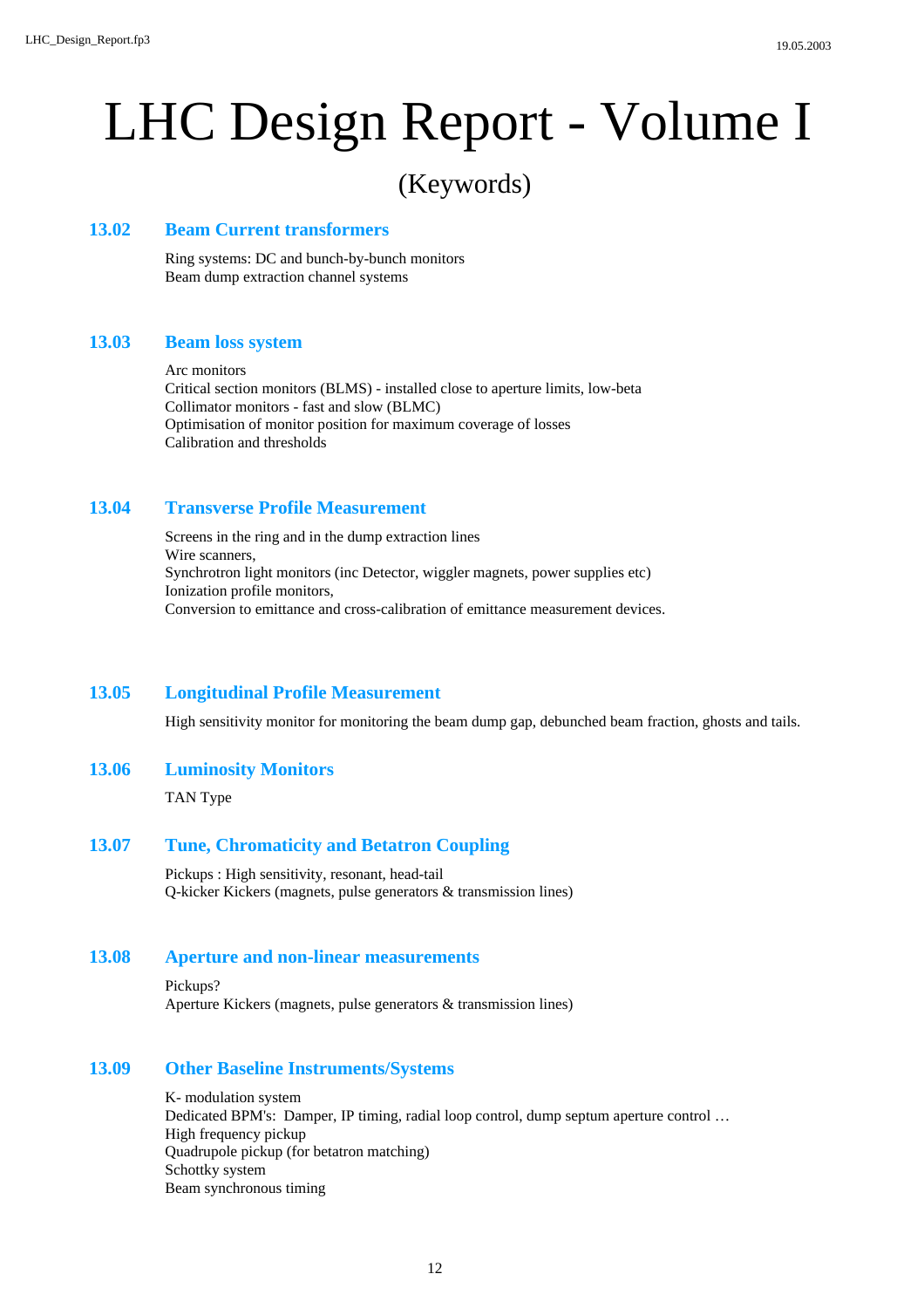# LHC Design Report - Volume I

## (Keywords)

### 13.02 Beam Current transformers

Ring systems: DC and bunch-by-bunch monitors
Beam dump extraction channel systems

### 13.03 Beam loss system

Arc monitors
Critical section monitors (BLMS) - installed close to aperture limits, low-beta
Collimator monitors - fast and slow (BLMC)
Optimisation of monitor position for maximum coverage of losses
Calibration and thresholds

### 13.04 Transverse Profile Measurement

Screens in the ring and in the dump extraction lines
Wire scanners,
Synchrotron light monitors (inc Detector, wiggler magnets, power supplies etc)
Ionization profile monitors,
Conversion to emittance and cross-calibration of emittance measurement devices.

### 13.05 Longitudinal Profile Measurement

High sensitivity monitor for monitoring the beam dump gap, debunched beam fraction, ghosts and tails.

### 13.06 Luminosity Monitors

TAN Type

### 13.07 Tune, Chromaticity and Betatron Coupling

Pickups : High sensitivity, resonant, head-tail
Q-kicker Kickers (magnets, pulse generators & transmission lines)

### 13.08 Aperture and non-linear measurements

Pickups?
Aperture Kickers (magnets, pulse generators & transmission lines)

### 13.09 Other Baseline Instruments/Systems

K- modulation system
Dedicated BPM's: Damper, IP timing, radial loop control, dump septum aperture control …
High frequency pickup
Quadrupole pickup (for betatron matching)
Schottky system
Beam synchronous timing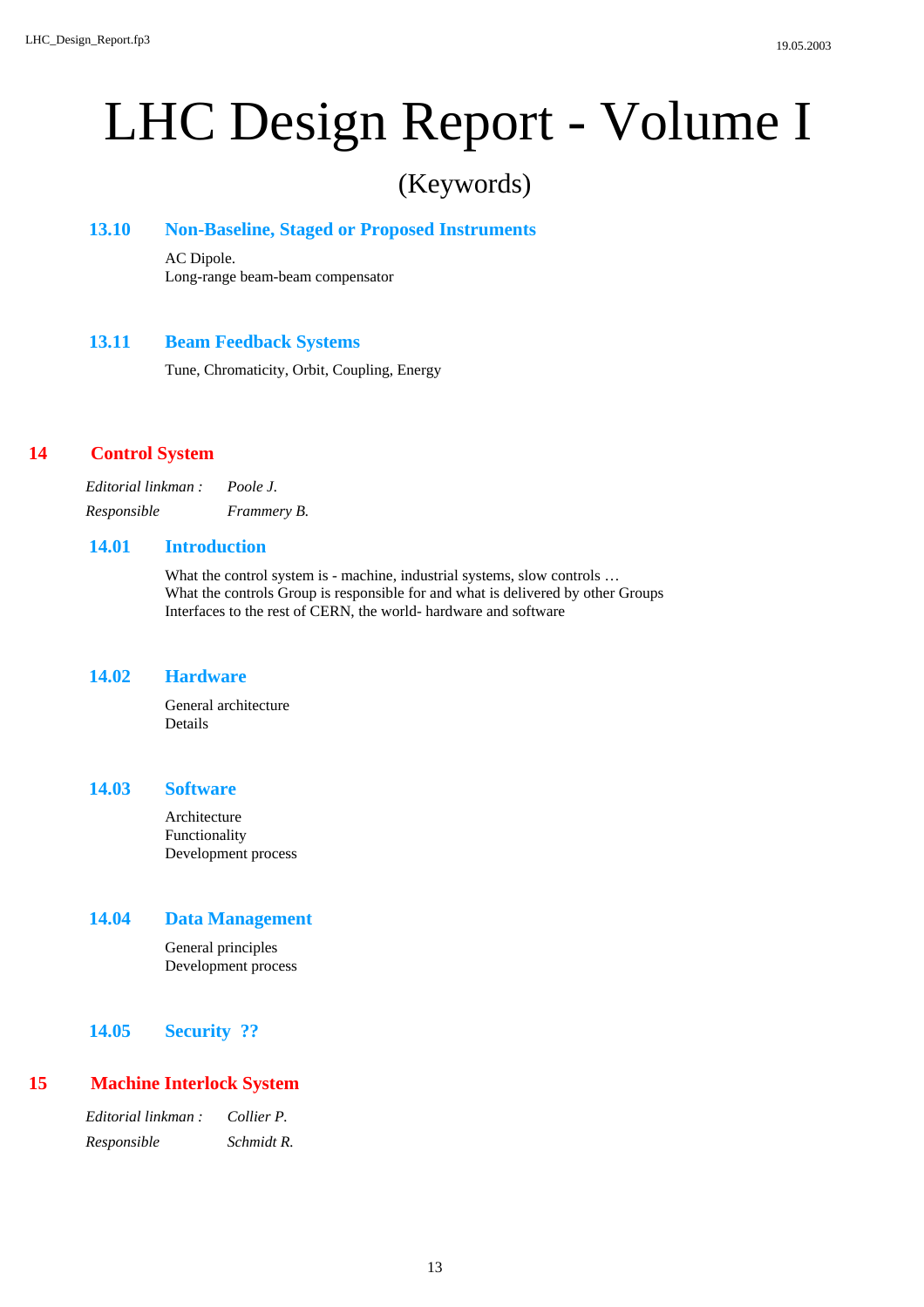# LHC Design Report - Volume I

(Keywords)

### 13.10 Non-Baseline, Staged or Proposed Instruments

AC Dipole.
Long-range beam-beam compensator

### 13.11 Beam Feedback Systems

Tune, Chromaticity, Orbit, Coupling, Energy

## 14 Control System

*Editorial linkman :* *Poole J.*
*Responsible* *Frammery B.*

### 14.01 Introduction

What the control system is - machine, industrial systems, slow controls …
What the controls Group is responsible for and what is delivered by other Groups
Interfaces to the rest of CERN, the world- hardware and software

### 14.02 Hardware

General architecture
Details

### 14.03 Software

Architecture
Functionality
Development process

### 14.04 Data Management

General principles
Development process

### 14.05 Security ??

## 15 Machine Interlock System

*Editorial linkman :* *Collier P.*
*Responsible* *Schmidt R.*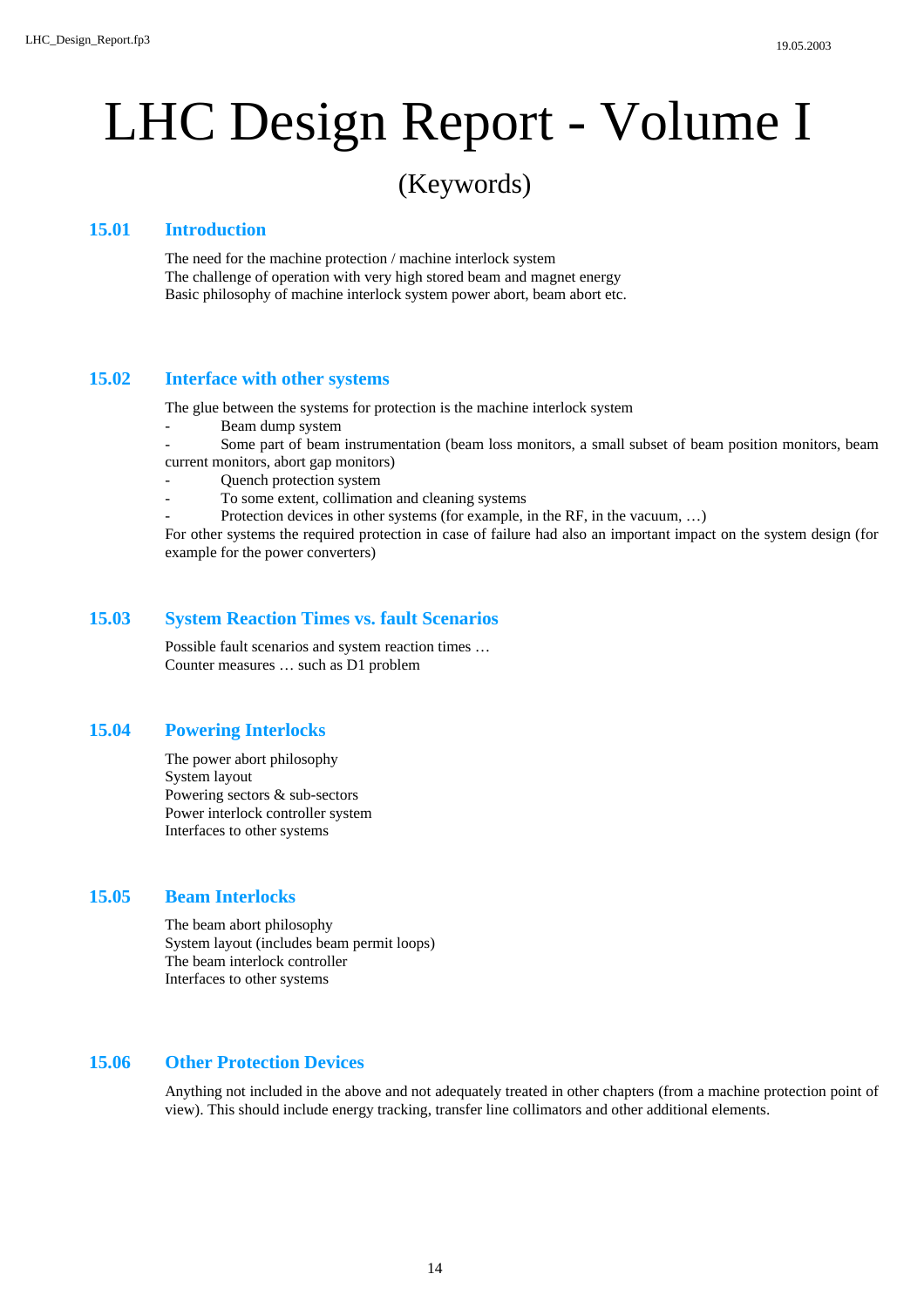# LHC Design Report - Volume I

(Keywords)

## 15.01 Introduction

The need for the machine protection / machine interlock system
The challenge of operation with very high stored beam and magnet energy
Basic philosophy of machine interlock system power abort, beam abort etc.

## 15.02 Interface with other systems

The glue between the systems for protection is the machine interlock system

- Beam dump system
- Some part of beam instrumentation (beam loss monitors, a small subset of beam position monitors, beam current monitors, abort gap monitors)
- Quench protection system
- To some extent, collimation and cleaning systems
- Protection devices in other systems (for example, in the RF, in the vacuum, …)

For other systems the required protection in case of failure had also an important impact on the system design (for example for the power converters)

## 15.03 System Reaction Times vs. fault Scenarios

Possible fault scenarios and system reaction times …
Counter measures … such as D1 problem

## 15.04 Powering Interlocks

The power abort philosophy
System layout
Powering sectors & sub-sectors
Power interlock controller system
Interfaces to other systems

## 15.05 Beam Interlocks

The beam abort philosophy
System layout (includes beam permit loops)
The beam interlock controller
Interfaces to other systems

## 15.06 Other Protection Devices

Anything not included in the above and not adequately treated in other chapters (from a machine protection point of view). This should include energy tracking, transfer line collimators and other additional elements.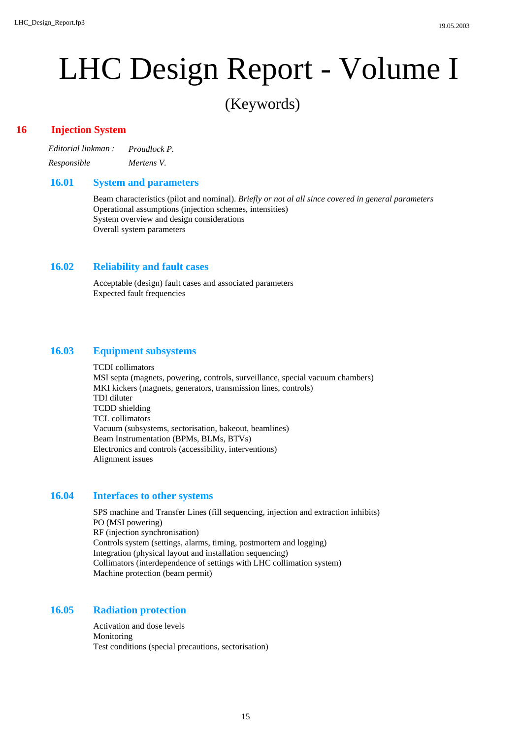# LHC Design Report - Volume I

(Keywords)

## 16 Injection System

*Editorial linkman :* *Proudlock P.*

*Responsible* *Mertens V.*

### 16.01 System and parameters

Beam characteristics (pilot and nominal). *Briefly or not al all since covered in general parameters*
Operational assumptions (injection schemes, intensities)
System overview and design considerations
Overall system parameters

### 16.02 Reliability and fault cases

Acceptable (design) fault cases and associated parameters
Expected fault frequencies

### 16.03 Equipment subsystems

TCDI collimators
MSI septa (magnets, powering, controls, surveillance, special vacuum chambers)
MKI kickers (magnets, generators, transmission lines, controls)
TDI diluter
TCDD shielding
TCL collimators
Vacuum (subsystems, sectorisation, bakeout, beamlines)
Beam Instrumentation (BPMs, BLMs, BTVs)
Electronics and controls (accessibility, interventions)
Alignment issues

### 16.04 Interfaces to other systems

SPS machine and Transfer Lines (fill sequencing, injection and extraction inhibits)
PO (MSI powering)
RF (injection synchronisation)
Controls system (settings, alarms, timing, postmortem and logging)
Integration (physical layout and installation sequencing)
Collimators (interdependence of settings with LHC collimation system)
Machine protection (beam permit)

### 16.05 Radiation protection

Activation and dose levels
Monitoring
Test conditions (special precautions, sectorisation)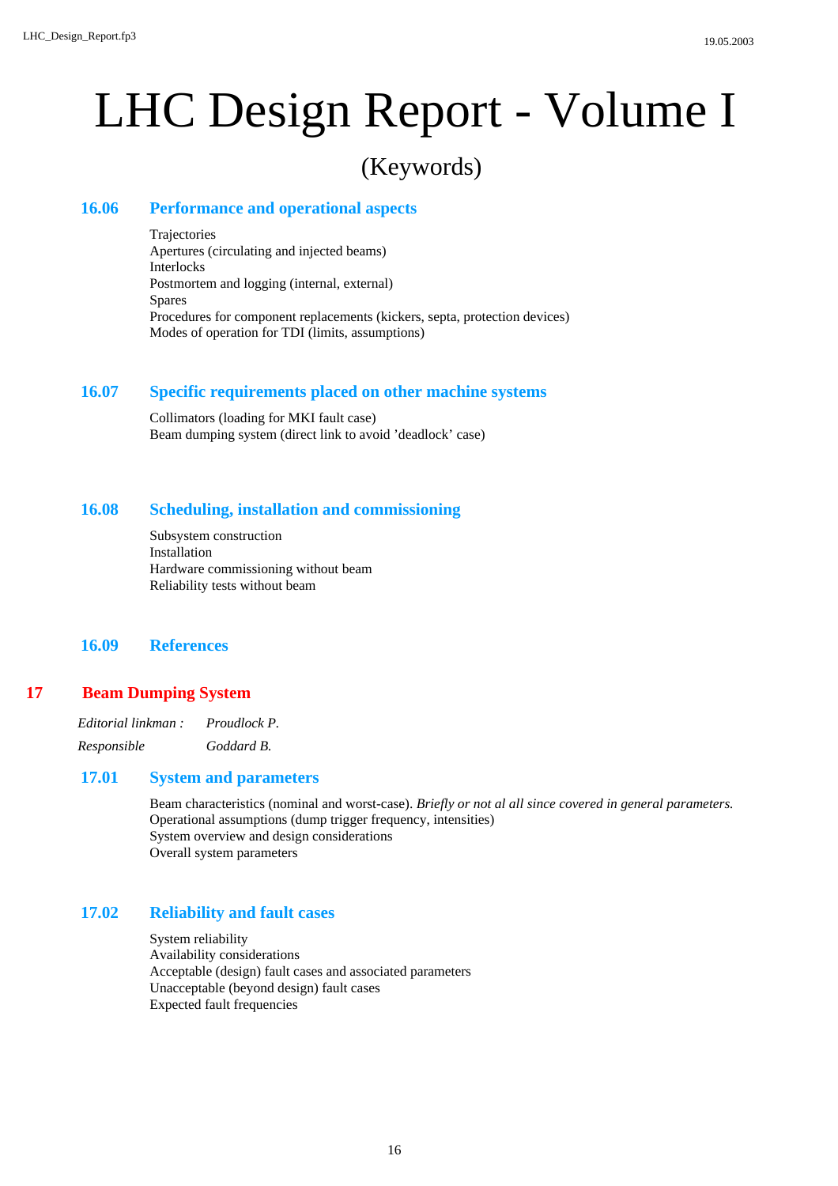# LHC Design Report - Volume I

(Keywords)

### 16.06 Performance and operational aspects

Trajectories
Apertures (circulating and injected beams)
Interlocks
Postmortem and logging (internal, external)
Spares
Procedures for component replacements (kickers, septa, protection devices)
Modes of operation for TDI (limits, assumptions)

### 16.07 Specific requirements placed on other machine systems

Collimators (loading for MKI fault case)
Beam dumping system (direct link to avoid 'deadlock' case)

### 16.08 Scheduling, installation and commissioning

Subsystem construction
Installation
Hardware commissioning without beam
Reliability tests without beam

### 16.09 References

## 17 Beam Dumping System

*Editorial linkman :* *Proudlock P.*

*Responsible* *Goddard B.*

### 17.01 System and parameters

Beam characteristics (nominal and worst-case). *Briefly or not al all since covered in general parameters.*
Operational assumptions (dump trigger frequency, intensities)
System overview and design considerations
Overall system parameters

### 17.02 Reliability and fault cases

System reliability
Availability considerations
Acceptable (design) fault cases and associated parameters
Unacceptable (beyond design) fault cases
Expected fault frequencies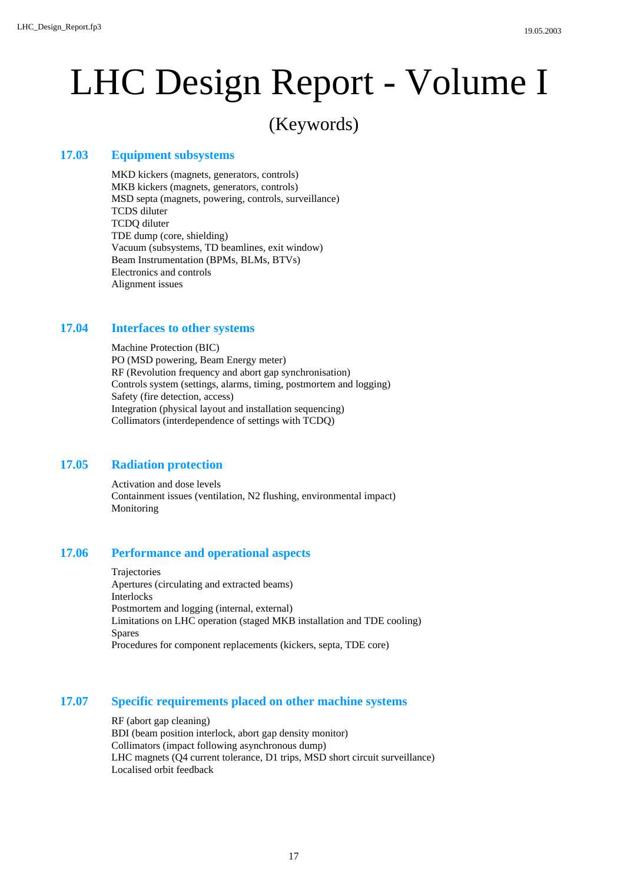# LHC Design Report - Volume I

(Keywords)

## 17.03 Equipment subsystems

MKD kickers (magnets, generators, controls)
MKB kickers (magnets, generators, controls)
MSD septa (magnets, powering, controls, surveillance)
TCDS diluter
TCDQ diluter
TDE dump (core, shielding)
Vacuum (subsystems, TD beamlines, exit window)
Beam Instrumentation (BPMs, BLMs, BTVs)
Electronics and controls
Alignment issues

## 17.04 Interfaces to other systems

Machine Protection (BIC)
PO (MSD powering, Beam Energy meter)
RF (Revolution frequency and abort gap synchronisation)
Controls system (settings, alarms, timing, postmortem and logging)
Safety (fire detection, access)
Integration (physical layout and installation sequencing)
Collimators (interdependence of settings with TCDQ)

## 17.05 Radiation protection

Activation and dose levels
Containment issues (ventilation, N2 flushing, environmental impact)
Monitoring

## 17.06 Performance and operational aspects

Trajectories
Apertures (circulating and extracted beams)
Interlocks
Postmortem and logging (internal, external)
Limitations on LHC operation (staged MKB installation and TDE cooling)
Spares
Procedures for component replacements (kickers, septa, TDE core)

## 17.07 Specific requirements placed on other machine systems

RF (abort gap cleaning)
BDI (beam position interlock, abort gap density monitor)
Collimators (impact following asynchronous dump)
LHC magnets (Q4 current tolerance, D1 trips, MSD short circuit surveillance)
Localised orbit feedback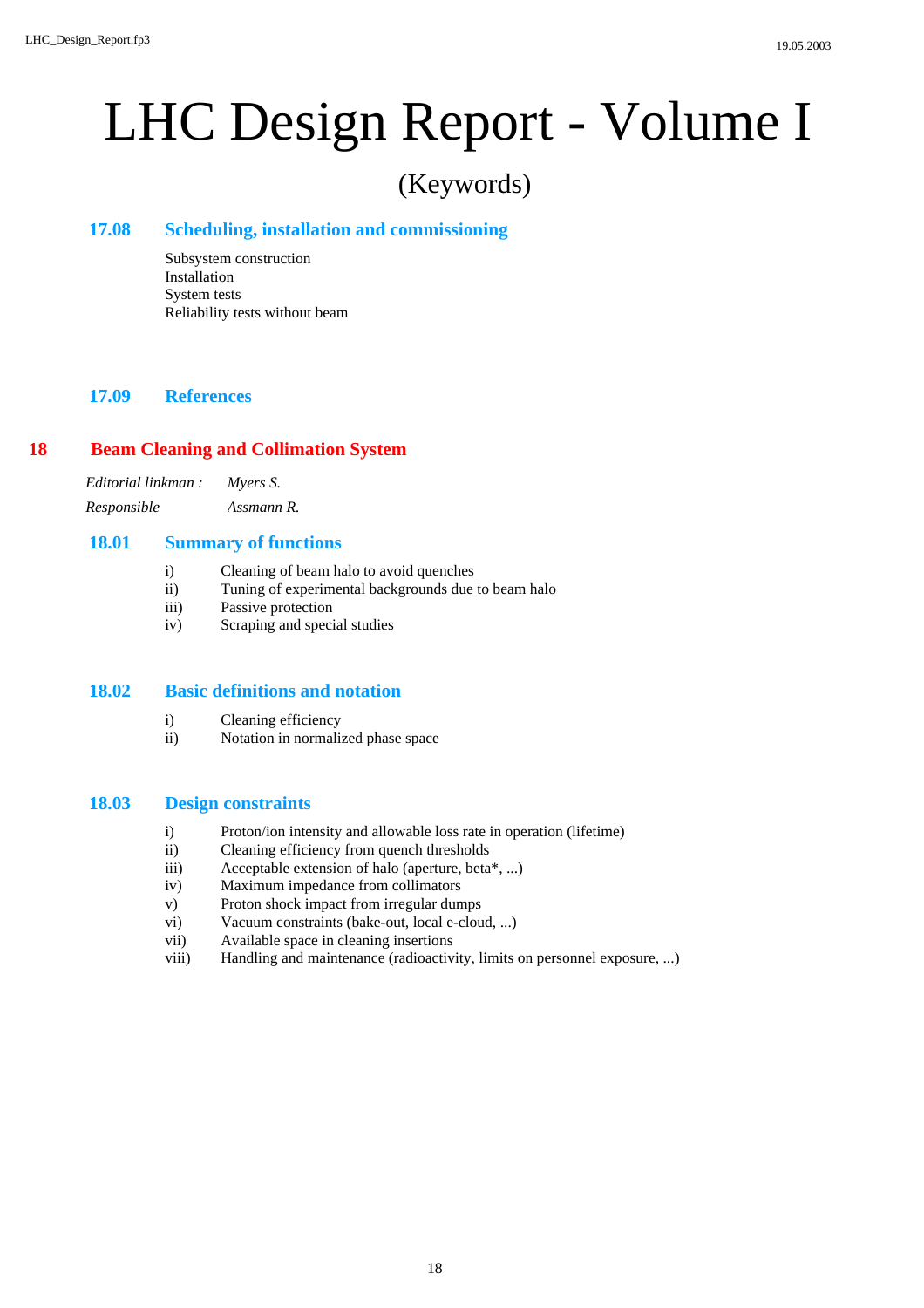# LHC Design Report - Volume I

(Keywords)

### 17.08 Scheduling, installation and commissioning

Subsystem construction
Installation
System tests
Reliability tests without beam

### 17.09 References

## 18 Beam Cleaning and Collimation System

*Editorial linkman :* *Myers S.*
*Responsible* *Assmann R.*

### 18.01 Summary of functions

i) Cleaning of beam halo to avoid quenches
ii) Tuning of experimental backgrounds due to beam halo
iii) Passive protection
iv) Scraping and special studies

### 18.02 Basic definitions and notation

i) Cleaning efficiency
ii) Notation in normalized phase space

### 18.03 Design constraints

i) Proton/ion intensity and allowable loss rate in operation (lifetime)
ii) Cleaning efficiency from quench thresholds
iii) Acceptable extension of halo (aperture, beta*, ...)
iv) Maximum impedance from collimators
v) Proton shock impact from irregular dumps
vi) Vacuum constraints (bake-out, local e-cloud, ...)
vii) Available space in cleaning insertions
viii) Handling and maintenance (radioactivity, limits on personnel exposure, ...)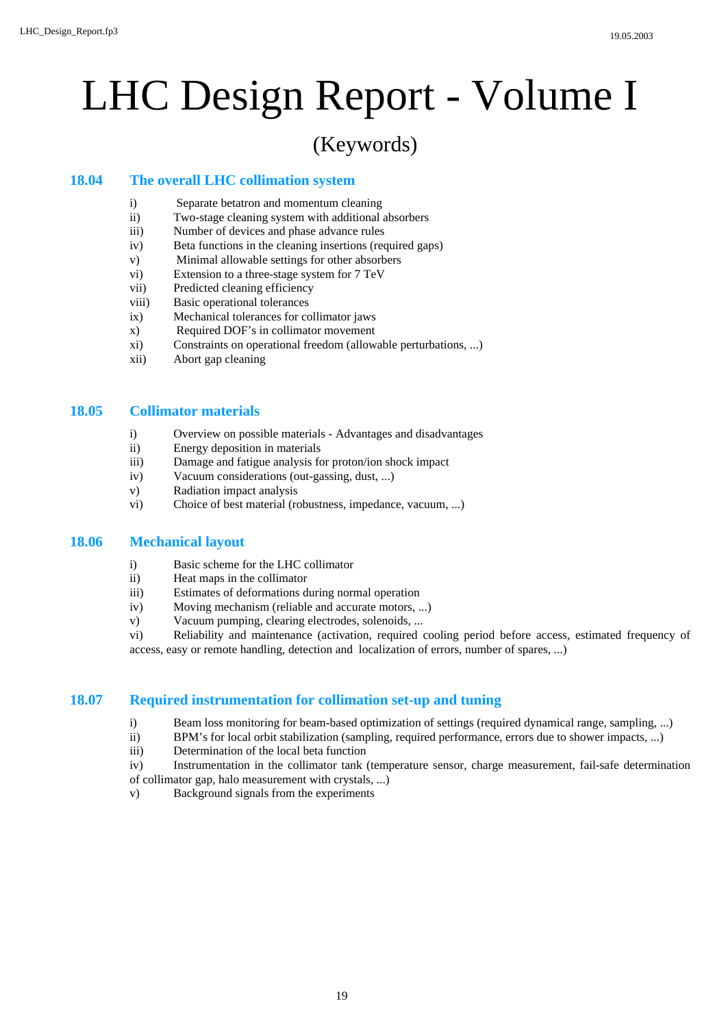# LHC Design Report - Volume I

(Keywords)

## 18.04 The overall LHC collimation system

- i) Separate betatron and momentum cleaning
- ii) Two-stage cleaning system with additional absorbers
- iii) Number of devices and phase advance rules
- iv) Beta functions in the cleaning insertions (required gaps)
- v) Minimal allowable settings for other absorbers
- vi) Extension to a three-stage system for 7 TeV
- vii) Predicted cleaning efficiency
- viii) Basic operational tolerances
- ix) Mechanical tolerances for collimator jaws
- x) Required DOF's in collimator movement
- xi) Constraints on operational freedom (allowable perturbations, ...)
- xii) Abort gap cleaning

## 18.05 Collimator materials

- i) Overview on possible materials - Advantages and disadvantages
- ii) Energy deposition in materials
- iii) Damage and fatigue analysis for proton/ion shock impact
- iv) Vacuum considerations (out-gassing, dust, ...)
- v) Radiation impact analysis
- vi) Choice of best material (robustness, impedance, vacuum, ...)

## 18.06 Mechanical layout

- i) Basic scheme for the LHC collimator
- ii) Heat maps in the collimator
- iii) Estimates of deformations during normal operation
- iv) Moving mechanism (reliable and accurate motors, ...)
- v) Vacuum pumping, clearing electrodes, solenoids, ...
- vi) Reliability and maintenance (activation, required cooling period before access, estimated frequency of access, easy or remote handling, detection and localization of errors, number of spares, ...)

## 18.07 Required instrumentation for collimation set-up and tuning

- i) Beam loss monitoring for beam-based optimization of settings (required dynamical range, sampling, ...)
- ii) BPM's for local orbit stabilization (sampling, required performance, errors due to shower impacts, ...)
- iii) Determination of the local beta function
- iv) Instrumentation in the collimator tank (temperature sensor, charge measurement, fail-safe determination of collimator gap, halo measurement with crystals, ...)
- v) Background signals from the experiments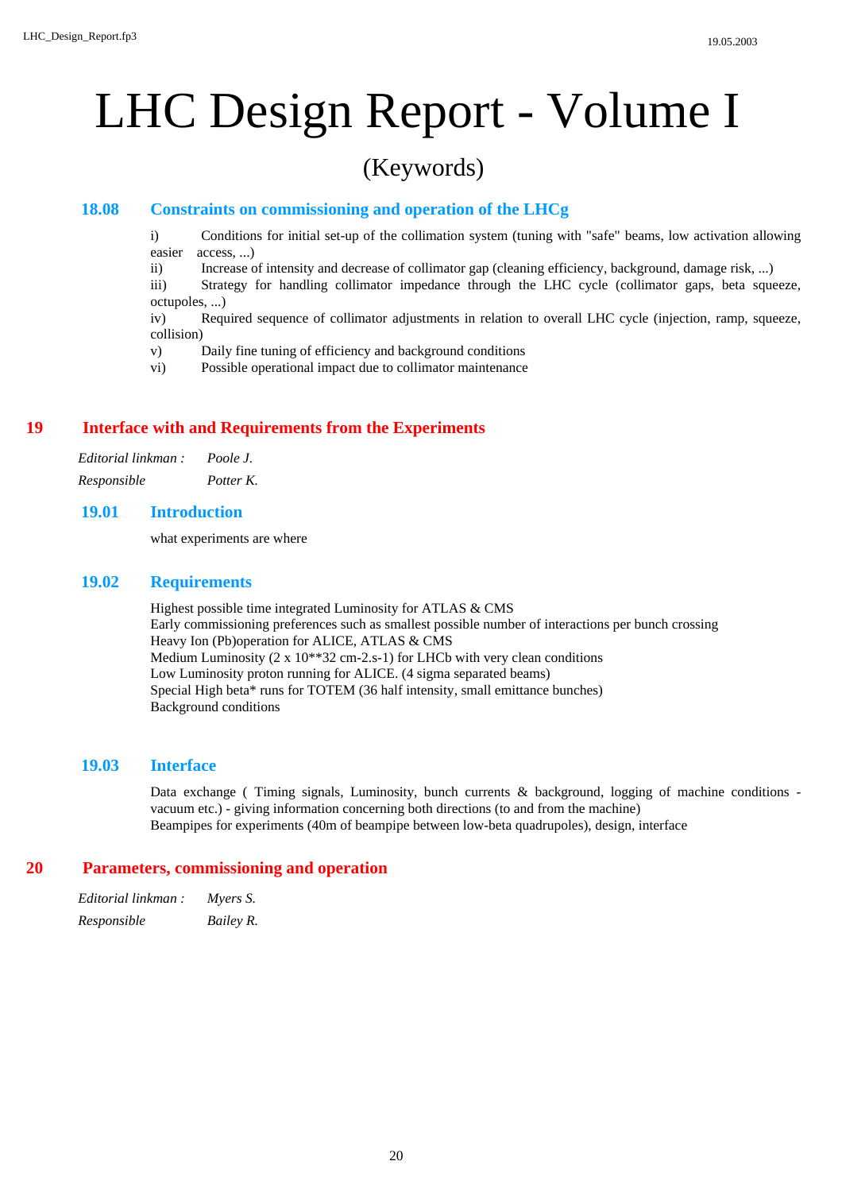### 18.08 Constraints on commissioning and operation of the LHCg

i) Conditions for initial set-up of the collimation system (tuning with "safe" beams, low activation allowing easier access, ...)
ii) Increase of intensity and decrease of collimator gap (cleaning efficiency, background, damage risk, ...)
iii) Strategy for handling collimator impedance through the LHC cycle (collimator gaps, beta squeeze, octupoles, ...)
iv) Required sequence of collimator adjustments in relation to overall LHC cycle (injection, ramp, squeeze, collision)
v) Daily fine tuning of efficiency and background conditions
vi) Possible operational impact due to collimator maintenance

## 19 Interface with and Requirements from the Experiments

*Editorial linkman :* *Poole J.*
*Responsible* *Potter K.*

### 19.01 Introduction

what experiments are where

### 19.02 Requirements

Highest possible time integrated Luminosity for ATLAS & CMS
Early commissioning preferences such as smallest possible number of interactions per bunch crossing
Heavy Ion (Pb)operation for ALICE, ATLAS & CMS
Medium Luminosity (2 x 10**32 cm-2.s-1) for LHCb with very clean conditions
Low Luminosity proton running for ALICE. (4 sigma separated beams)
Special High beta* runs for TOTEM (36 half intensity, small emittance bunches)
Background conditions

### 19.03 Interface

Data exchange ( Timing signals, Luminosity, bunch currents & background, logging of machine conditions - vacuum etc.) - giving information concerning both directions (to and from the machine)
Beampipes for experiments (40m of beampipe between low-beta quadrupoles), design, interface

## 20 Parameters, commissioning and operation

*Editorial linkman :* *Myers S.*
*Responsible* *Bailey R.*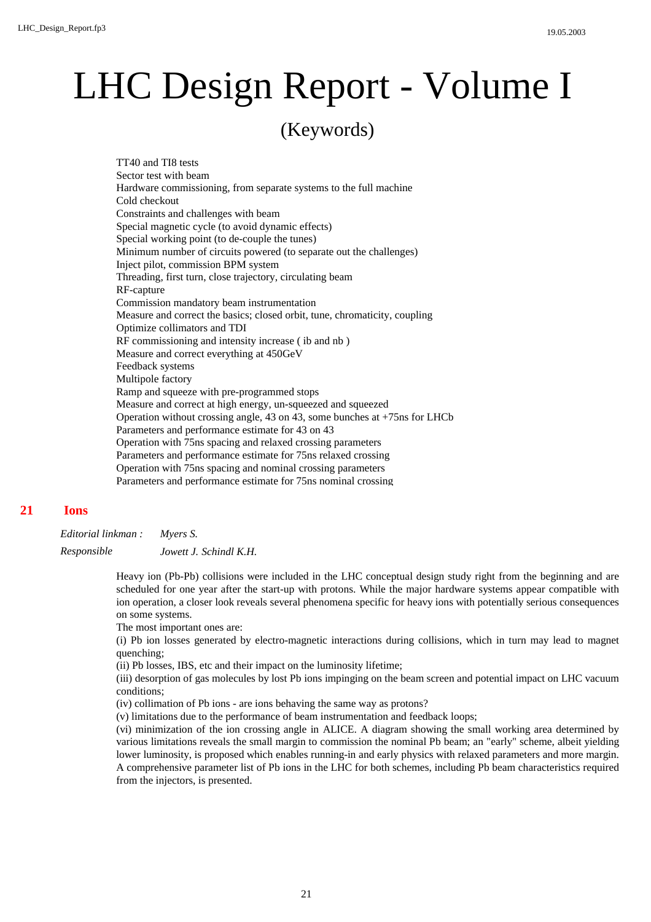# LHC Design Report - Volume I

## (Keywords)

TT40 and TI8 tests
Sector test with beam
Hardware commissioning, from separate systems to the full machine
Cold checkout
Constraints and challenges with beam
Special magnetic cycle (to avoid dynamic effects)
Special working point (to de-couple the tunes)
Minimum number of circuits powered (to separate out the challenges)
Inject pilot, commission BPM system
Threading, first turn, close trajectory, circulating beam
RF-capture
Commission mandatory beam instrumentation
Measure and correct the basics; closed orbit, tune, chromaticity, coupling
Optimize collimators and TDI
RF commissioning and intensity increase ( ib and nb )
Measure and correct everything at 450GeV
Feedback systems
Multipole factory
Ramp and squeeze with pre-programmed stops
Measure and correct at high energy, un-squeezed and squeezed
Operation without crossing angle, 43 on 43, some bunches at +75ns for LHCb
Parameters and performance estimate for 43 on 43
Operation with 75ns spacing and relaxed crossing parameters
Parameters and performance estimate for 75ns relaxed crossing
Operation with 75ns spacing and nominal crossing parameters
Parameters and performance estimate for 75ns nominal crossing

## 21 Ions

*Editorial linkman :* *Myers S.*

*Responsible* *Jowett J. Schindl K.H.*

Heavy ion (Pb-Pb) collisions were included in the LHC conceptual design study right from the beginning and are scheduled for one year after the start-up with protons. While the major hardware systems appear compatible with ion operation, a closer look reveals several phenomena specific for heavy ions with potentially serious consequences on some systems.

The most important ones are:

(i) Pb ion losses generated by electro-magnetic interactions during collisions, which in turn may lead to magnet quenching;

(ii) Pb losses, IBS, etc and their impact on the luminosity lifetime;

(iii) desorption of gas molecules by lost Pb ions impinging on the beam screen and potential impact on LHC vacuum conditions;

(iv) collimation of Pb ions - are ions behaving the same way as protons?

(v) limitations due to the performance of beam instrumentation and feedback loops;

(vi) minimization of the ion crossing angle in ALICE. A diagram showing the small working area determined by various limitations reveals the small margin to commission the nominal Pb beam; an "early" scheme, albeit yielding lower luminosity, is proposed which enables running-in and early physics with relaxed parameters and more margin. A comprehensive parameter list of Pb ions in the LHC for both schemes, including Pb beam characteristics required from the injectors, is presented.